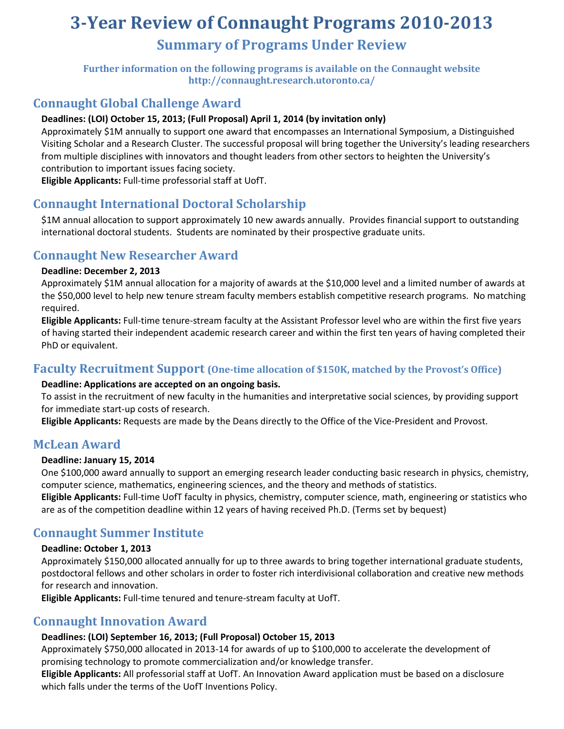# 3-Year Review of Connaught Programs 2010-2013

## Summary of Programs Under Review

**Further information on the following programs is available on the Connaught website http://connaught.research.utoronto.ca/**

## Connaught Global Challenge Award

**Deadlines: (LOI) October 15, 2013; (Full Proposal) April 1, 2014 (by invitation only)**

Approximately $1M annually to support one award that encompasses an International Symposium, a Distinguished Visiting Scholar and a Research Cluster. The successful proposal will bring together the University's leading researchers from multiple disciplines with innovators and thought leaders from other sectors to heighten the University's contribution to important issues facing society.

**Eligible Applicants:** Full-time professorial staff at UofT.

## Connaught International Doctoral Scholarship

$1M annual allocation to support approximately 10 new awards annually. Provides financial support to outstanding international doctoral students. Students are nominated by their prospective graduate units.

## Connaught New Researcher Award

**Deadline: December 2, 2013**

Approximately $1M annual allocation for a majority of awards at the $10,000 level and a limited number of awards at the $50,000 level to help new tenure stream faculty members establish competitive research programs. No matching required.

**Eligible Applicants:** Full-time tenure-stream faculty at the Assistant Professor level who are within the first five years of having started their independent academic research career and within the first ten years of having completed their PhD or equivalent.

## Faculty Recruitment Support (One-time allocation of $150K, matched by the Provost's Office)

**Deadline: Applications are accepted on an ongoing basis.**

To assist in the recruitment of new faculty in the humanities and interpretative social sciences, by providing support for immediate start-up costs of research.

**Eligible Applicants:** Requests are made by the Deans directly to the Office of the Vice-President and Provost.

## McLean Award

**Deadline: January 15, 2014**

One $100,000 award annually to support an emerging research leader conducting basic research in physics, chemistry, computer science, mathematics, engineering sciences, and the theory and methods of statistics.

**Eligible Applicants:** Full-time UofT faculty in physics, chemistry, computer science, math, engineering or statistics who are as of the competition deadline within 12 years of having received Ph.D. (Terms set by bequest)

## Connaught Summer Institute

**Deadline: October 1, 2013**

Approximately $150,000 allocated annually for up to three awards to bring together international graduate students, postdoctoral fellows and other scholars in order to foster rich interdivisional collaboration and creative new methods for research and innovation.

**Eligible Applicants:** Full-time tenured and tenure-stream faculty at UofT.

## Connaught Innovation Award

**Deadlines: (LOI) September 16, 2013; (Full Proposal) October 15, 2013**

Approximately $750,000 allocated in 2013-14 for awards of up to $100,000 to accelerate the development of promising technology to promote commercialization and/or knowledge transfer.

**Eligible Applicants:** All professorial staff at UofT. An Innovation Award application must be based on a disclosure which falls under the terms of the UofT Inventions Policy.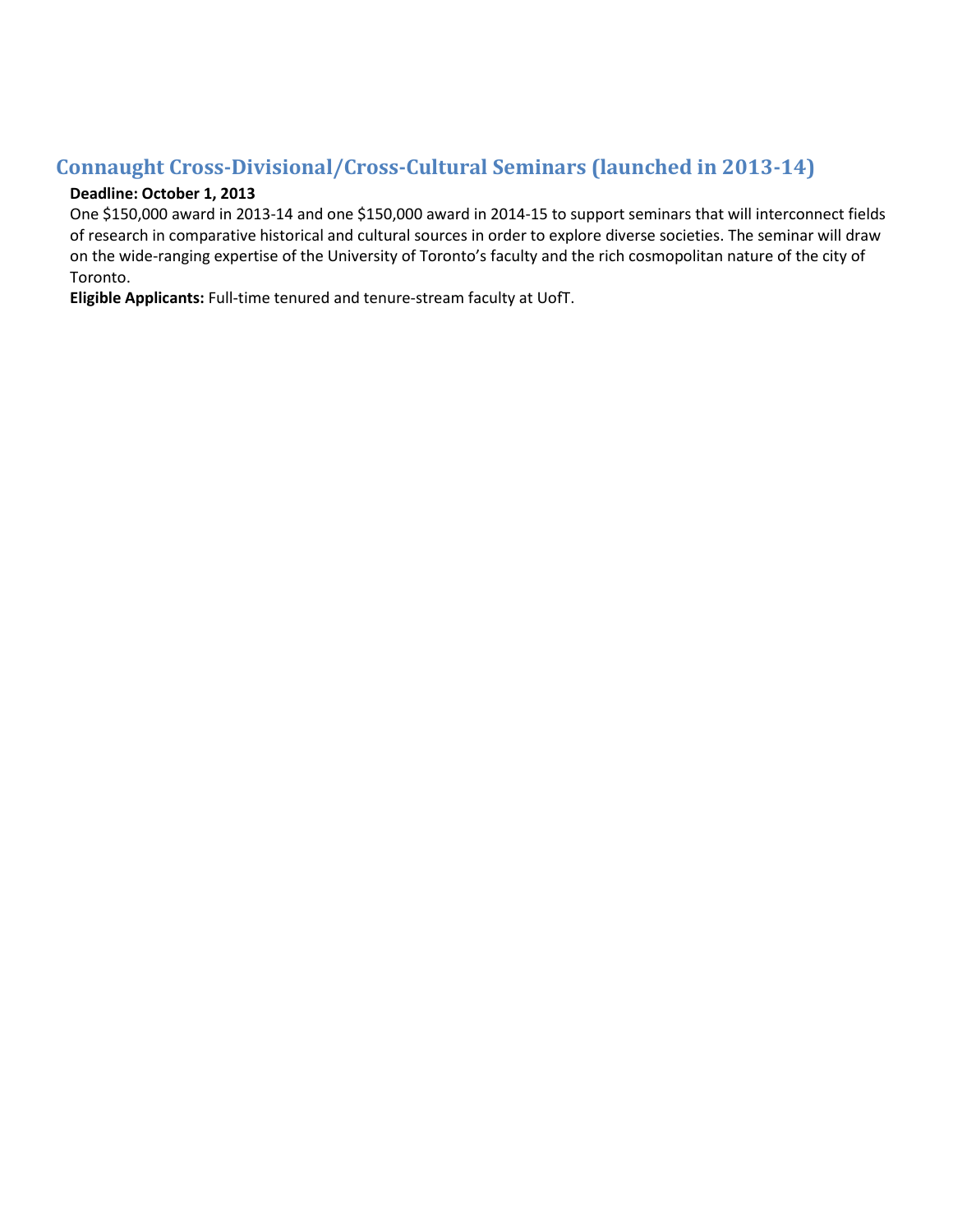## Connaught Cross-Divisional/Cross-Cultural Seminars (launched in 2013-14)

**Deadline: October 1, 2013**

One $150,000 award in 2013-14 and one $150,000 award in 2014-15 to support seminars that will interconnect fields of research in comparative historical and cultural sources in order to explore diverse societies. The seminar will draw on the wide-ranging expertise of the University of Toronto's faculty and the rich cosmopolitan nature of the city of Toronto.

**Eligible Applicants:** Full-time tenured and tenure-stream faculty at UofT.